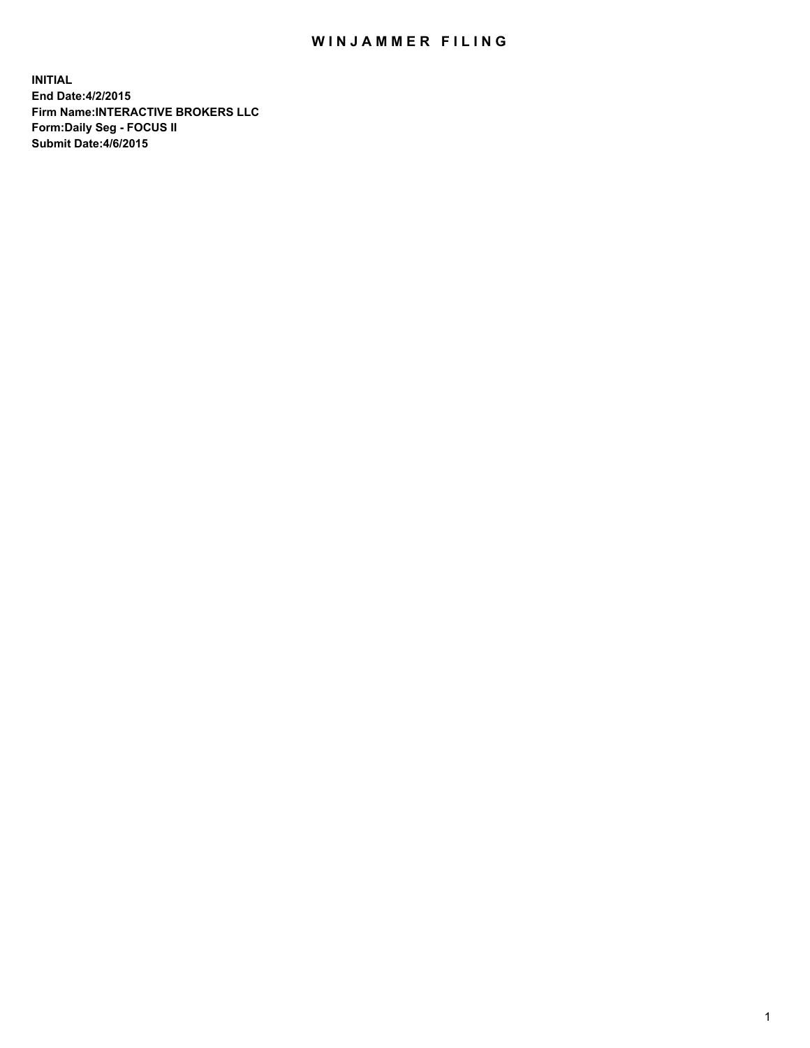# WINJAMMER FILING

**INITIAL**
**End Date:4/2/2015**
**Firm Name:INTERACTIVE BROKERS LLC**
**Form:Daily Seg - FOCUS II**
**Submit Date:4/6/2015**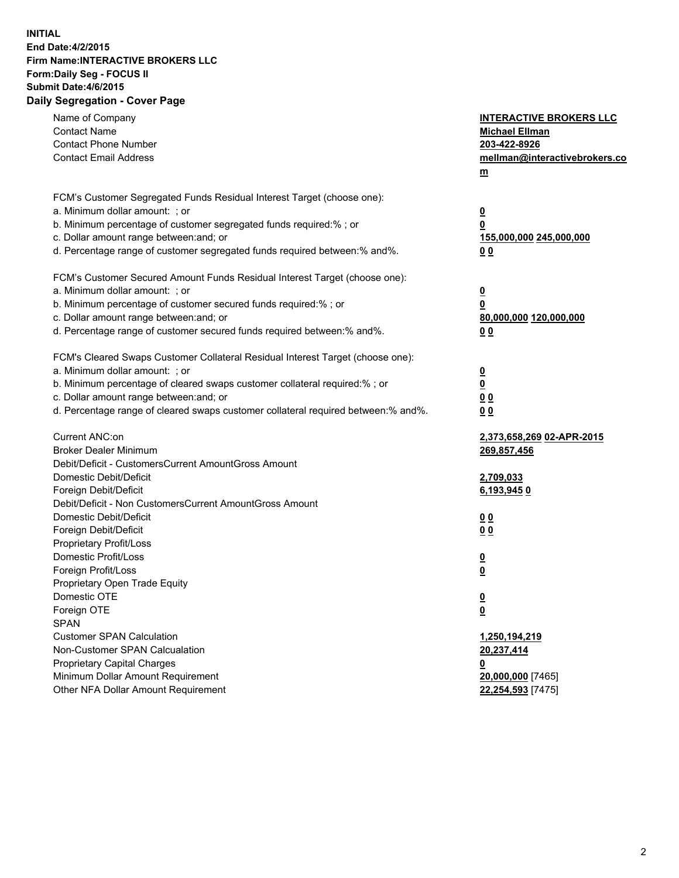**INITIAL**
**End Date:4/2/2015**
**Firm Name:INTERACTIVE BROKERS LLC**
**Form:Daily Seg - FOCUS II**
**Submit Date:4/6/2015**
**Daily Segregation - Cover Page**

| | |
|---|---|
| Name of Company | **INTERACTIVE BROKERS LLC** |
| Contact Name | **Michael Ellman** |
| Contact Phone Number | **203-422-8926** |
| Contact Email Address | **mellman@interactivebrokers.com** |
| FCM's Customer Segregated Funds Residual Interest Target (choose one): | |
| a. Minimum dollar amount: ; or | **0** |
| b. Minimum percentage of customer segregated funds required:% ; or | **0** |
| c. Dollar amount range between:and; or | **155,000,000 245,000,000** |
| d. Percentage range of customer segregated funds required between:% and%. | **0 0** |
| FCM's Customer Secured Amount Funds Residual Interest Target (choose one): | |
| a. Minimum dollar amount: ; or | **0** |
| b. Minimum percentage of customer secured funds required:% ; or | **0** |
| c. Dollar amount range between:and; or | **80,000,000 120,000,000** |
| d. Percentage range of customer secured funds required between:% and%. | **0 0** |
| FCM's Cleared Swaps Customer Collateral Residual Interest Target (choose one): | |
| a. Minimum dollar amount: ; or | **0** |
| b. Minimum percentage of cleared swaps customer collateral required:% ; or | **0** |
| c. Dollar amount range between:and; or | **0 0** |
| d. Percentage range of cleared swaps customer collateral required between:% and%. | **0 0** |
| Current ANC:on | **2,373,658,269 02-APR-2015** |
| Broker Dealer Minimum | **269,857,456** |
| Debit/Deficit - CustomersCurrent AmountGross Amount | |
| Domestic Debit/Deficit | **2,709,033** |
| Foreign Debit/Deficit | **6,193,945 0** |
| Debit/Deficit - Non CustomersCurrent AmountGross Amount | |
| Domestic Debit/Deficit | **0 0** |
| Foreign Debit/Deficit | **0 0** |
| Proprietary Profit/Loss | |
| Domestic Profit/Loss | **0** |
| Foreign Profit/Loss | **0** |
| Proprietary Open Trade Equity | |
| Domestic OTE | **0** |
| Foreign OTE | **0** |
| SPAN | |
| Customer SPAN Calculation | **1,250,194,219** |
| Non-Customer SPAN Calcualation | **20,237,414** |
| Proprietary Capital Charges | **0** |
| Minimum Dollar Amount Requirement | **20,000,000** [7465] |
| Other NFA Dollar Amount Requirement | **22,254,593** [7475] |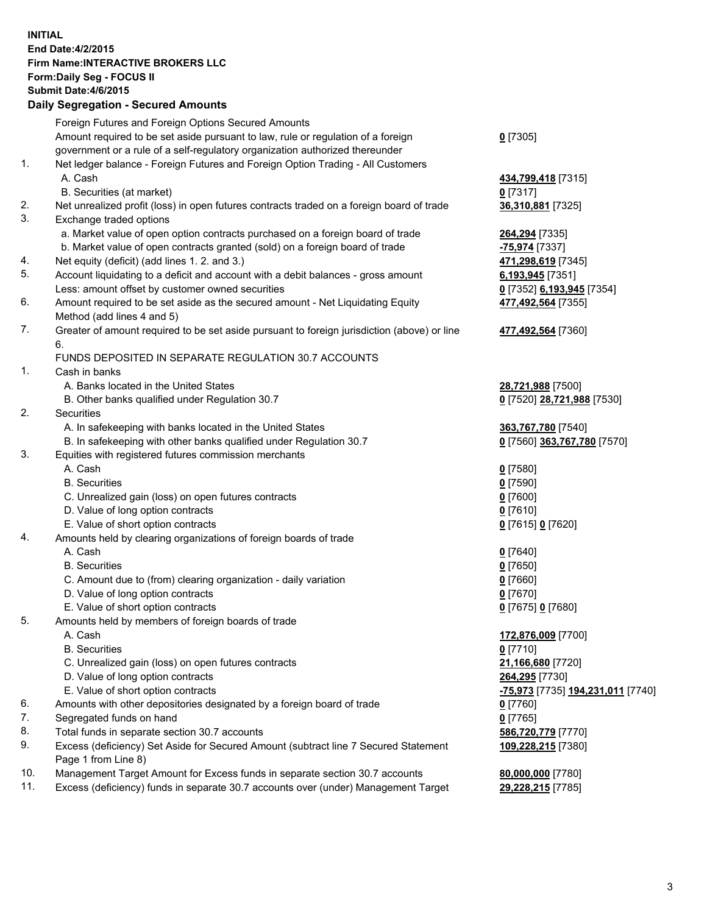**INITIAL**
**End Date:4/2/2015**
**Firm Name:INTERACTIVE BROKERS LLC**
**Form:Daily Seg - FOCUS II**
**Submit Date:4/6/2015**
**Daily Segregation - Secured Amounts**

| | | |
|---|---|---|
| | Foreign Futures and Foreign Options Secured Amounts | |
| | Amount required to be set aside pursuant to law, rule or regulation of a foreign government or a rule of a self-regulatory organization authorized thereunder | **0** [7305] |
| 1. | Net ledger balance - Foreign Futures and Foreign Option Trading - All Customers | |
| | A. Cash | **434,799,418** [7315] |
| | B. Securities (at market) | **0** [7317] |
| 2. | Net unrealized profit (loss) in open futures contracts traded on a foreign board of trade | **36,310,881** [7325] |
| 3. | Exchange traded options | |
| | a. Market value of open option contracts purchased on a foreign board of trade | **264,294** [7335] |
| | b. Market value of open contracts granted (sold) on a foreign board of trade | **-75,974** [7337] |
| 4. | Net equity (deficit) (add lines 1. 2. and 3.) | **471,298,619** [7345] |
| 5. | Account liquidating to a deficit and account with a debit balances - gross amount | **6,193,945** [7351] |
| | Less: amount offset by customer owned securities | **0** [7352] **6,193,945** [7354] |
| 6. | Amount required to be set aside as the secured amount - Net Liquidating Equity Method (add lines 4 and 5) | **477,492,564** [7355] |
| 7. | Greater of amount required to be set aside pursuant to foreign jurisdiction (above) or line 6. | **477,492,564** [7360] |
| | FUNDS DEPOSITED IN SEPARATE REGULATION 30.7 ACCOUNTS | |
| 1. | Cash in banks | |
| | A. Banks located in the United States | **28,721,988** [7500] |
| | B. Other banks qualified under Regulation 30.7 | **0** [7520] **28,721,988** [7530] |
| 2. | Securities | |
| | A. In safekeeping with banks located in the United States | **363,767,780** [7540] |
| | B. In safekeeping with other banks qualified under Regulation 30.7 | **0** [7560] **363,767,780** [7570] |
| 3. | Equities with registered futures commission merchants | |
| | A. Cash | **0** [7580] |
| | B. Securities | **0** [7590] |
| | C. Unrealized gain (loss) on open futures contracts | **0** [7600] |
| | D. Value of long option contracts | **0** [7610] |
| | E. Value of short option contracts | **0** [7615] **0** [7620] |
| 4. | Amounts held by clearing organizations of foreign boards of trade | |
| | A. Cash | **0** [7640] |
| | B. Securities | **0** [7650] |
| | C. Amount due to (from) clearing organization - daily variation | **0** [7660] |
| | D. Value of long option contracts | **0** [7670] |
| | E. Value of short option contracts | **0** [7675] **0** [7680] |
| 5. | Amounts held by members of foreign boards of trade | |
| | A. Cash | **172,876,009** [7700] |
| | B. Securities | **0** [7710] |
| | C. Unrealized gain (loss) on open futures contracts | **21,166,680** [7720] |
| | D. Value of long option contracts | **264,295** [7730] |
| | E. Value of short option contracts | **-75,973** [7735] **194,231,011** [7740] |
| 6. | Amounts with other depositories designated by a foreign board of trade | **0** [7760] |
| 7. | Segregated funds on hand | **0** [7765] |
| 8. | Total funds in separate section 30.7 accounts | **586,720,779** [7770] |
| 9. | Excess (deficiency) Set Aside for Secured Amount (subtract line 7 Secured Statement Page 1 from Line 8) | **109,228,215** [7380] |
| 10. | Management Target Amount for Excess funds in separate section 30.7 accounts | **80,000,000** [7780] |
| 11. | Excess (deficiency) funds in separate 30.7 accounts over (under) Management Target | **29,228,215** [7785] |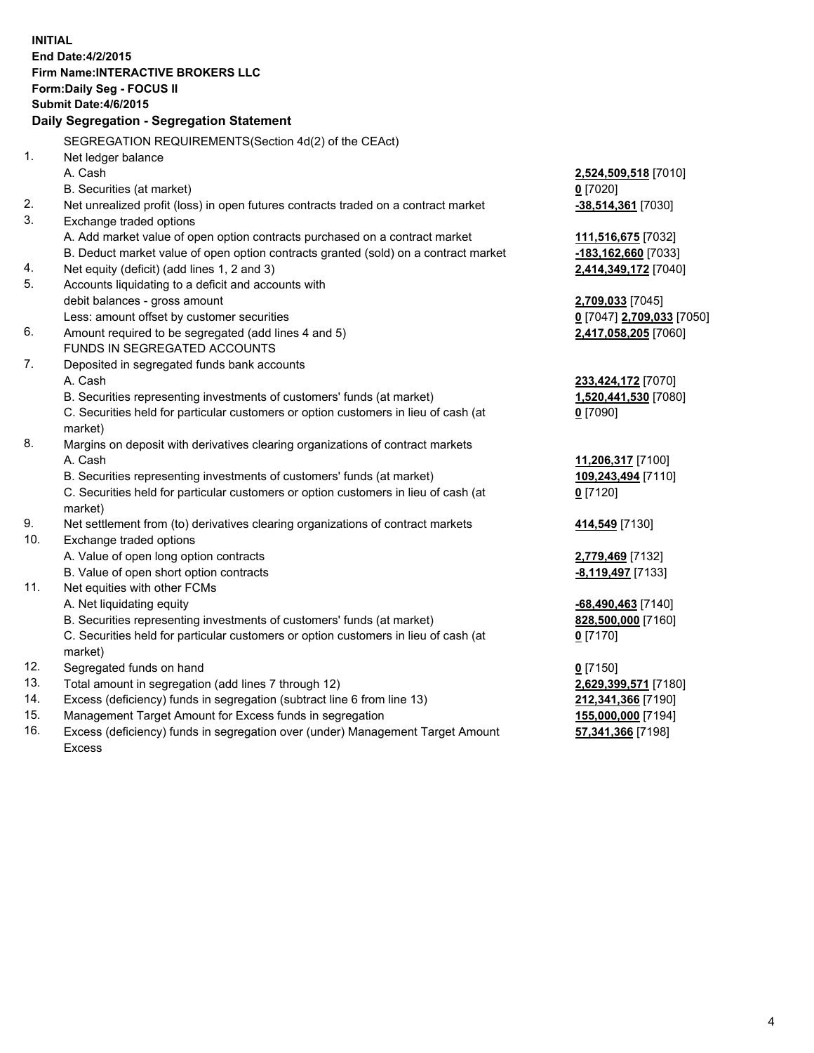**INITIAL**
**End Date:4/2/2015**
**Firm Name:INTERACTIVE BROKERS LLC**
**Form:Daily Seg - FOCUS II**
**Submit Date:4/6/2015**

**Daily Segregation - Segregation Statement**

SEGREGATION REQUIREMENTS(Section 4d(2) of the CEAct)

| | | |
|---|---|---|
| 1. | Net ledger balance | |
| | A. Cash | **2,524,509,518** [7010] |
| | B. Securities (at market) | **0** [7020] |
| 2. | Net unrealized profit (loss) in open futures contracts traded on a contract market | **-38,514,361** [7030] |
| 3. | Exchange traded options | |
| | A. Add market value of open option contracts purchased on a contract market | **111,516,675** [7032] |
| | B. Deduct market value of open option contracts granted (sold) on a contract market | **-183,162,660** [7033] |
| 4. | Net equity (deficit) (add lines 1, 2 and 3) | **2,414,349,172** [7040] |
| 5. | Accounts liquidating to a deficit and accounts with debit balances - gross amount | **2,709,033** [7045] |
| | Less: amount offset by customer securities | **0** [7047] **2,709,033** [7050] |
| 6. | Amount required to be segregated (add lines 4 and 5) | **2,417,058,205** [7060] |
| | FUNDS IN SEGREGATED ACCOUNTS | |
| 7. | Deposited in segregated funds bank accounts | |
| | A. Cash | **233,424,172** [7070] |
| | B. Securities representing investments of customers' funds (at market) | **1,520,441,530** [7080] |
| | C. Securities held for particular customers or option customers in lieu of cash (at market) | **0** [7090] |
| 8. | Margins on deposit with derivatives clearing organizations of contract markets | |
| | A. Cash | **11,206,317** [7100] |
| | B. Securities representing investments of customers' funds (at market) | **109,243,494** [7110] |
| | C. Securities held for particular customers or option customers in lieu of cash (at market) | **0** [7120] |
| 9. | Net settlement from (to) derivatives clearing organizations of contract markets | **414,549** [7130] |
| 10. | Exchange traded options | |
| | A. Value of open long option contracts | **2,779,469** [7132] |
| | B. Value of open short option contracts | **-8,119,497** [7133] |
| 11. | Net equities with other FCMs | |
| | A. Net liquidating equity | **-68,490,463** [7140] |
| | B. Securities representing investments of customers' funds (at market) | **828,500,000** [7160] |
| | C. Securities held for particular customers or option customers in lieu of cash (at market) | **0** [7170] |
| 12. | Segregated funds on hand | **0** [7150] |
| 13. | Total amount in segregation (add lines 7 through 12) | **2,629,399,571** [7180] |
| 14. | Excess (deficiency) funds in segregation (subtract line 6 from line 13) | **212,341,366** [7190] |
| 15. | Management Target Amount for Excess funds in segregation | **155,000,000** [7194] |
| 16. | Excess (deficiency) funds in segregation over (under) Management Target Amount Excess | **57,341,366** [7198] |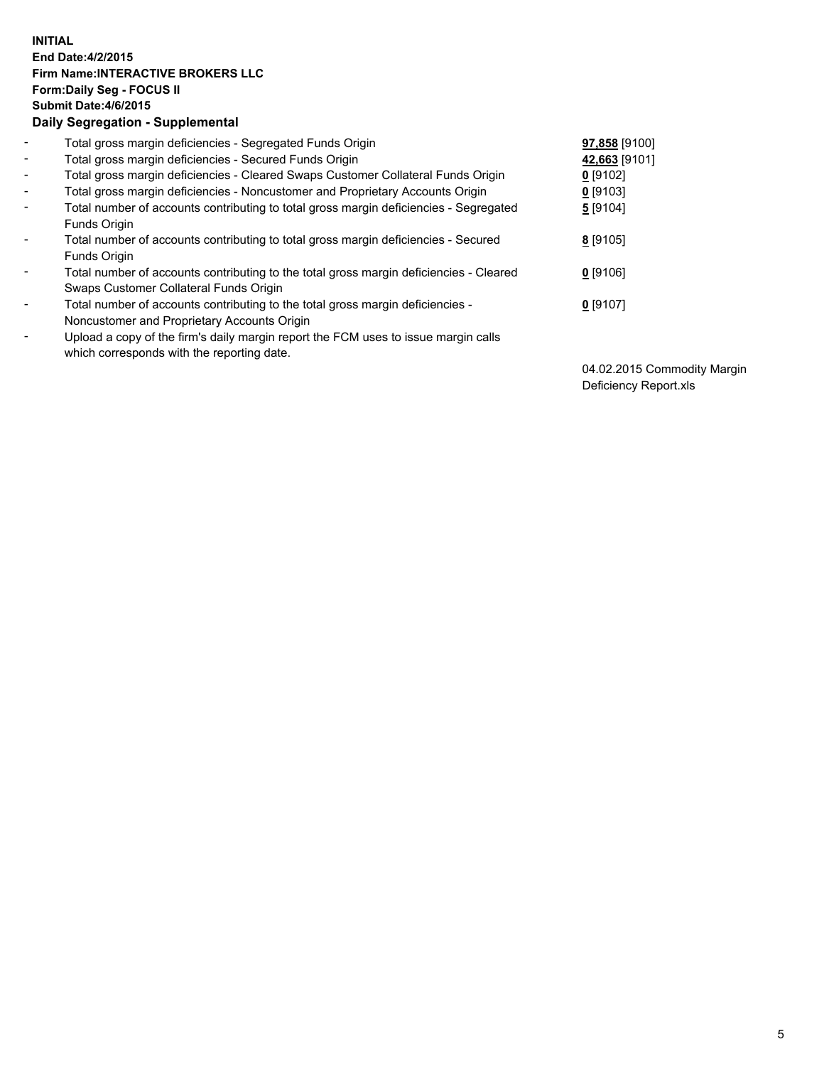**INITIAL**
**End Date:4/2/2015**
**Firm Name:INTERACTIVE BROKERS LLC**
**Form:Daily Seg - FOCUS II**
**Submit Date:4/6/2015**
**Daily Segregation - Supplemental**

| | | |
|---|---|---|
| - | Total gross margin deficiencies - Segregated Funds Origin | **97,858** [9100] |
| - | Total gross margin deficiencies - Secured Funds Origin | **42,663** [9101] |
| - | Total gross margin deficiencies - Cleared Swaps Customer Collateral Funds Origin | **0** [9102] |
| - | Total gross margin deficiencies - Noncustomer and Proprietary Accounts Origin | **0** [9103] |
| - | Total number of accounts contributing to total gross margin deficiencies - Segregated Funds Origin | **5** [9104] |
| - | Total number of accounts contributing to total gross margin deficiencies - Secured Funds Origin | **8** [9105] |
| - | Total number of accounts contributing to the total gross margin deficiencies - Cleared Swaps Customer Collateral Funds Origin | **0** [9106] |
| - | Total number of accounts contributing to the total gross margin deficiencies - Noncustomer and Proprietary Accounts Origin | **0** [9107] |
| - | Upload a copy of the firm's daily margin report the FCM uses to issue margin calls which corresponds with the reporting date. | 04.02.2015 Commodity Margin Deficiency Report.xls |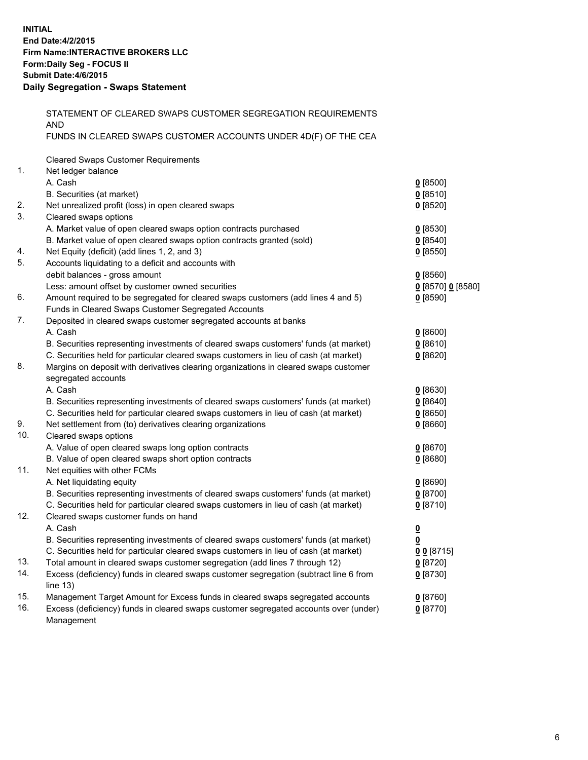**INITIAL**
**End Date:4/2/2015**
**Firm Name:INTERACTIVE BROKERS LLC**
**Form:Daily Seg - FOCUS II**
**Submit Date:4/6/2015**
**Daily Segregation - Swaps Statement**

STATEMENT OF CLEARED SWAPS CUSTOMER SEGREGATION REQUIREMENTS AND FUNDS IN CLEARED SWAPS CUSTOMER ACCOUNTS UNDER 4D(F) OF THE CEA

| | | |
|---|---|---|
| | Cleared Swaps Customer Requirements | |
| 1. | Net ledger balance | |
| | A. Cash | 0 [8500] |
| | B. Securities (at market) | 0 [8510] |
| 2. | Net unrealized profit (loss) in open cleared swaps | 0 [8520] |
| 3. | Cleared swaps options | |
| | A. Market value of open cleared swaps option contracts purchased | 0 [8530] |
| | B. Market value of open cleared swaps option contracts granted (sold) | 0 [8540] |
| 4. | Net Equity (deficit) (add lines 1, 2, and 3) | 0 [8550] |
| 5. | Accounts liquidating to a deficit and accounts with debit balances - gross amount | 0 [8560] |
| | Less: amount offset by customer owned securities | 0 [8570] 0 [8580] |
| 6. | Amount required to be segregated for cleared swaps customers (add lines 4 and 5) | 0 [8590] |
| | Funds in Cleared Swaps Customer Segregated Accounts | |
| 7. | Deposited in cleared swaps customer segregated accounts at banks | |
| | A. Cash | 0 [8600] |
| | B. Securities representing investments of cleared swaps customers' funds (at market) | 0 [8610] |
| | C. Securities held for particular cleared swaps customers in lieu of cash (at market) | 0 [8620] |
| 8. | Margins on deposit with derivatives clearing organizations in cleared swaps customer segregated accounts | |
| | A. Cash | 0 [8630] |
| | B. Securities representing investments of cleared swaps customers' funds (at market) | 0 [8640] |
| | C. Securities held for particular cleared swaps customers in lieu of cash (at market) | 0 [8650] |
| 9. | Net settlement from (to) derivatives clearing organizations | 0 [8660] |
| 10. | Cleared swaps options | |
| | A. Value of open cleared swaps long option contracts | 0 [8670] |
| | B. Value of open cleared swaps short option contracts | 0 [8680] |
| 11. | Net equities with other FCMs | |
| | A. Net liquidating equity | 0 [8690] |
| | B. Securities representing investments of cleared swaps customers' funds (at market) | 0 [8700] |
| | C. Securities held for particular cleared swaps customers in lieu of cash (at market) | 0 [8710] |
| 12. | Cleared swaps customer funds on hand | |
| | A. Cash | 0 |
| | B. Securities representing investments of cleared swaps customers' funds (at market) | 0 |
| | C. Securities held for particular cleared swaps customers in lieu of cash (at market) | 0 0 [8715] |
| 13. | Total amount in cleared swaps customer segregation (add lines 7 through 12) | 0 [8720] |
| 14. | Excess (deficiency) funds in cleared swaps customer segregation (subtract line 6 from line 13) | 0 [8730] |
| 15. | Management Target Amount for Excess funds in cleared swaps segregated accounts | 0 [8760] |
| 16. | Excess (deficiency) funds in cleared swaps customer segregated accounts over (under) Management | 0 [8770] |